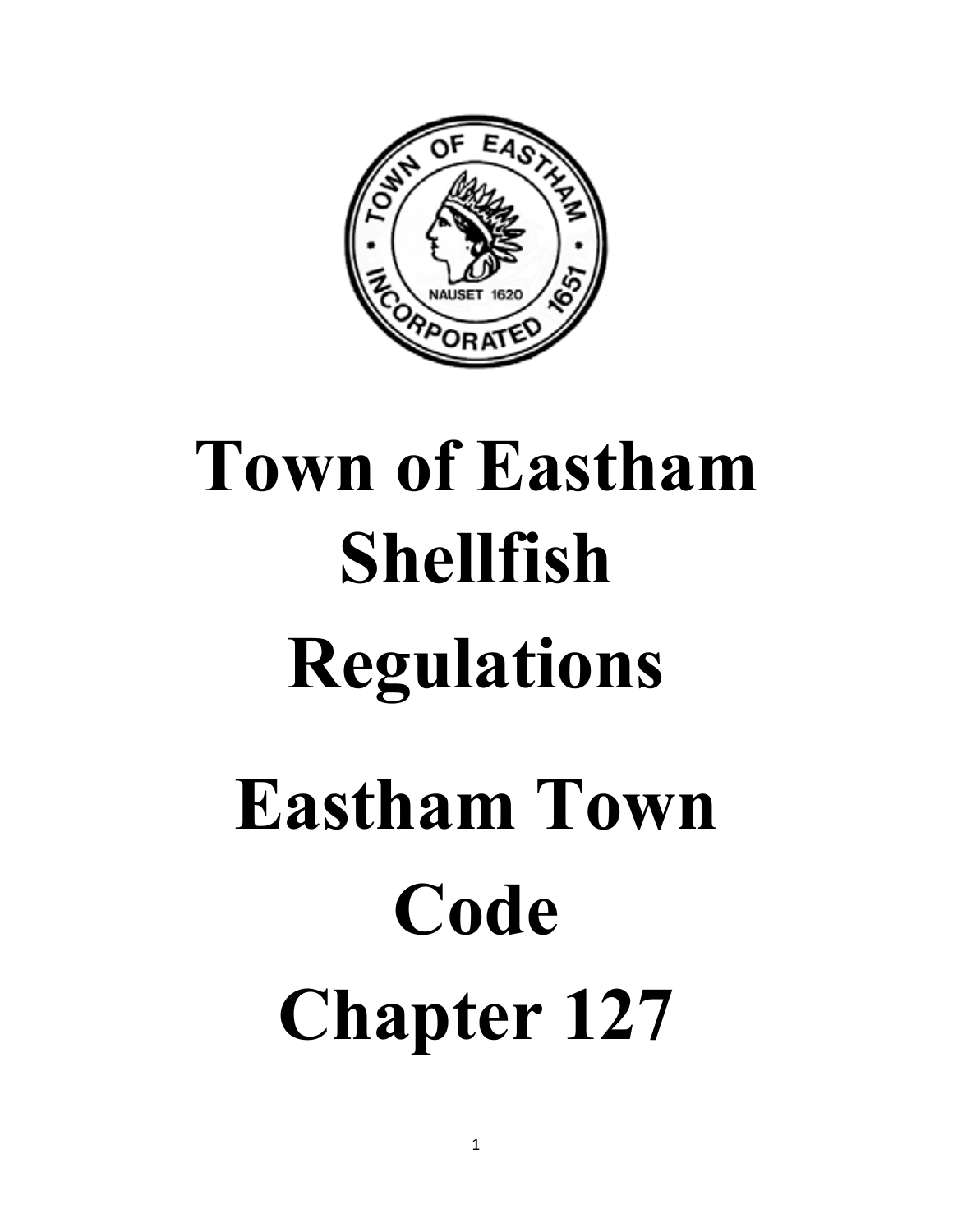# Town of Eastham Shellfish Regulations

# Eastham Town Code Chapter 127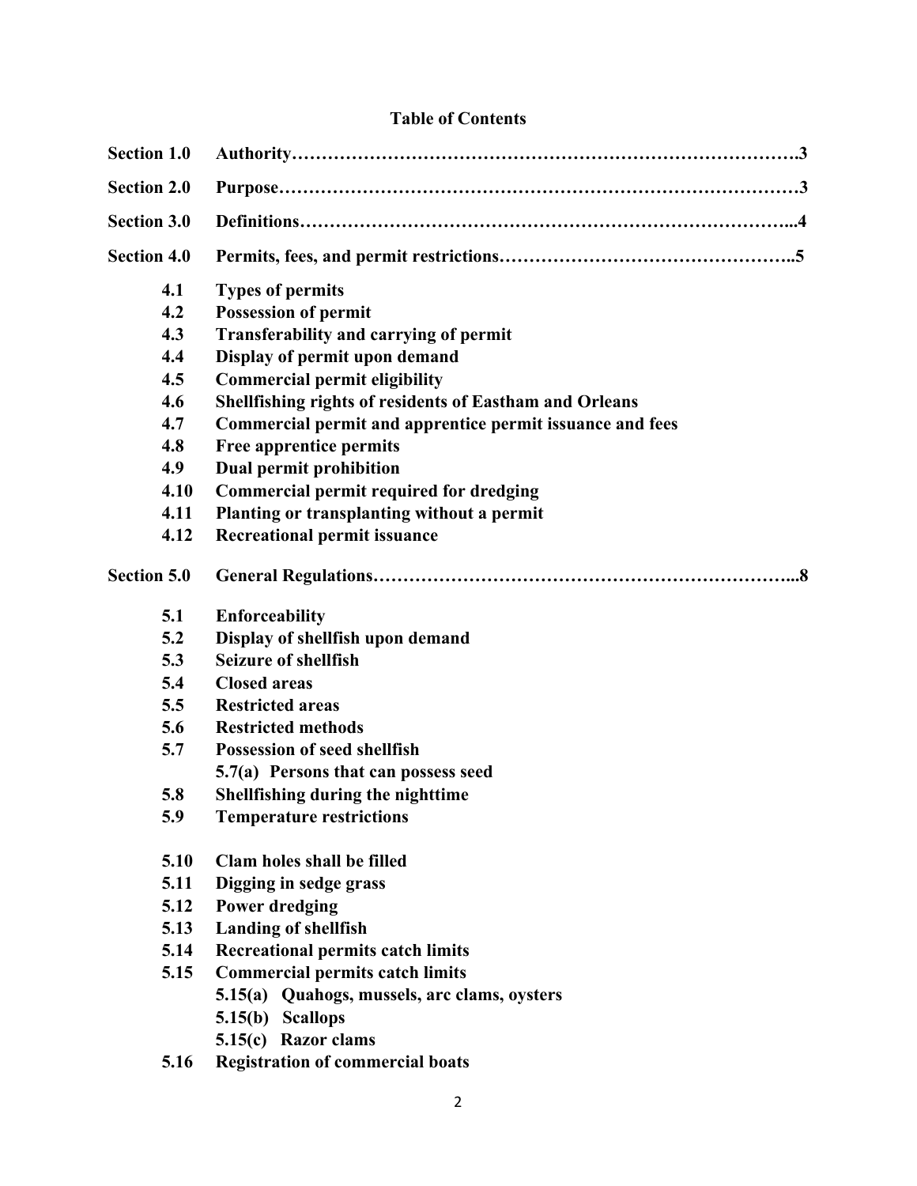# Table of Contents

**Section 1.0** **Authority……………………………………………………………………….3**

**Section 2.0** **Purpose……………………………………………………………………….3**

**Section 3.0** **Definitions…………………………………………………………………...4**

**Section 4.0** **Permits, fees, and permit restrictions………………………………………..5**

- **4.1** **Types of permits**
- **4.2** **Possession of permit**
- **4.3** **Transferability and carrying of permit**
- **4.4** **Display of permit upon demand**
- **4.5** **Commercial permit eligibility**
- **4.6** **Shellfishing rights of residents of Eastham and Orleans**
- **4.7** **Commercial permit and apprentice permit issuance and fees**
- **4.8** **Free apprentice permits**
- **4.9** **Dual permit prohibition**
- **4.10** **Commercial permit required for dredging**
- **4.11** **Planting or transplanting without a permit**
- **4.12** **Recreational permit issuance**

**Section 5.0** **General Regulations…………………………………………………………...8**

- **5.1** **Enforceability**
- **5.2** **Display of shellfish upon demand**
- **5.3** **Seizure of shellfish**
- **5.4** **Closed areas**
- **5.5** **Restricted areas**
- **5.6** **Restricted methods**
- **5.7** **Possession of seed shellfish**
  - **5.7(a) Persons that can possess seed**
- **5.8** **Shellfishing during the nighttime**
- **5.9** **Temperature restrictions**
- **5.10** **Clam holes shall be filled**
- **5.11** **Digging in sedge grass**
- **5.12** **Power dredging**
- **5.13** **Landing of shellfish**
- **5.14** **Recreational permits catch limits**
- **5.15** **Commercial permits catch limits**
  - **5.15(a) Quahogs, mussels, arc clams, oysters**
  - **5.15(b) Scallops**
  - **5.15(c) Razor clams**
- **5.16** **Registration of commercial boats**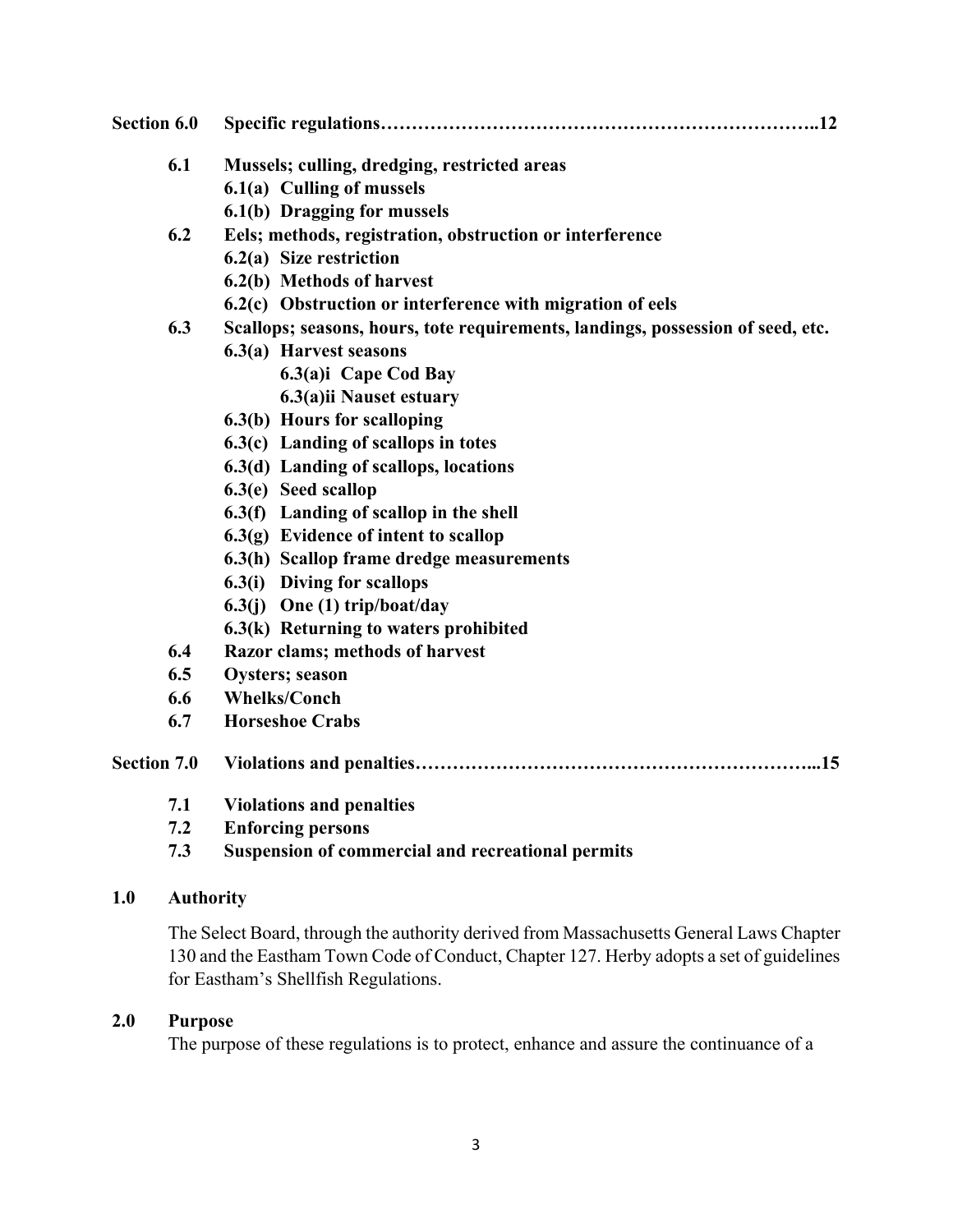**Section 6.0 Specific regulations…………………………………………………………..12**

- **6.1 Mussels; culling, dredging, restricted areas**
  - **6.1(a) Culling of mussels**
  - **6.1(b) Dragging for mussels**
- **6.2 Eels; methods, registration, obstruction or interference**
  - **6.2(a) Size restriction**
  - **6.2(b) Methods of harvest**
  - **6.2(c) Obstruction or interference with migration of eels**
- **6.3 Scallops; seasons, hours, tote requirements, landings, possession of seed, etc.**
  - **6.3(a) Harvest seasons**
    - **6.3(a)i Cape Cod Bay**
    - **6.3(a)ii Nauset estuary**
  - **6.3(b) Hours for scalloping**
  - **6.3(c) Landing of scallops in totes**
  - **6.3(d) Landing of scallops, locations**
  - **6.3(e) Seed scallop**
  - **6.3(f) Landing of scallop in the shell**
  - **6.3(g) Evidence of intent to scallop**
  - **6.3(h) Scallop frame dredge measurements**
  - **6.3(i) Diving for scallops**
  - **6.3(j) One (1) trip/boat/day**
  - **6.3(k) Returning to waters prohibited**
- **6.4 Razor clams; methods of harvest**
- **6.5 Oysters; season**
- **6.6 Whelks/Conch**
- **6.7 Horseshoe Crabs**

**Section 7.0 Violations and penalties……………………………………………………...15**

- **7.1 Violations and penalties**
- **7.2 Enforcing persons**
- **7.3 Suspension of commercial and recreational permits**

## 1.0 Authority

The Select Board, through the authority derived from Massachusetts General Laws Chapter 130 and the Eastham Town Code of Conduct, Chapter 127. Herby adopts a set of guidelines for Eastham's Shellfish Regulations.

## 2.0 Purpose

The purpose of these regulations is to protect, enhance and assure the continuance of a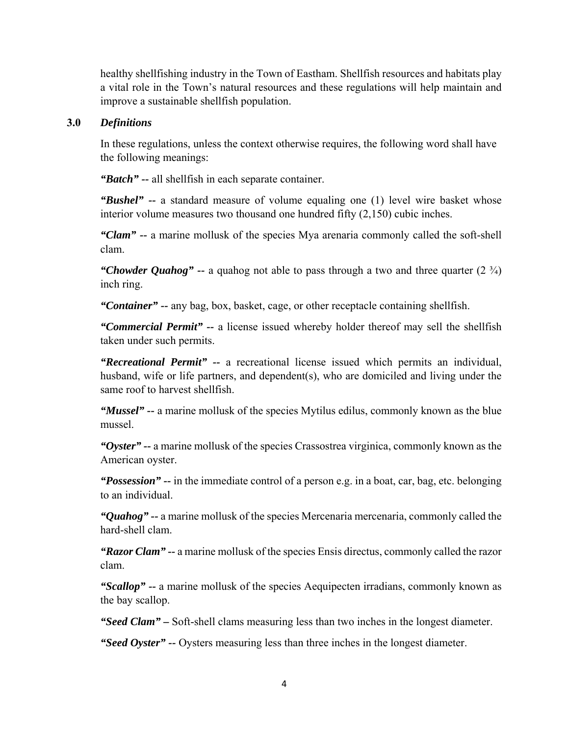healthy shellfishing industry in the Town of Eastham. Shellfish resources and habitats play a vital role in the Town's natural resources and these regulations will help maintain and improve a sustainable shellfish population.

## 3.0 *Definitions*

In these regulations, unless the context otherwise requires, the following word shall have the following meanings:

***"Batch"*** -- all shellfish in each separate container.

***"Bushel"*** -- a standard measure of volume equaling one (1) level wire basket whose interior volume measures two thousand one hundred fifty (2,150) cubic inches.

***"Clam"*** -- a marine mollusk of the species Mya arenaria commonly called the soft-shell clam.

***"Chowder Quahog"*** -- a quahog not able to pass through a two and three quarter (2 ¾) inch ring.

***"Container"*** -- any bag, box, basket, cage, or other receptacle containing shellfish.

***"Commercial Permit"*** -- a license issued whereby holder thereof may sell the shellfish taken under such permits.

***"Recreational Permit"*** -- a recreational license issued which permits an individual, husband, wife or life partners, and dependent(s), who are domiciled and living under the same roof to harvest shellfish.

***"Mussel"*** -- a marine mollusk of the species Mytilus edilus, commonly known as the blue mussel.

***"Oyster"*** -- a marine mollusk of the species Crassostrea virginica, commonly known as the American oyster.

***"Possession"*** -- in the immediate control of a person e.g. in a boat, car, bag, etc. belonging to an individual.

***"Quahog"*** -- a marine mollusk of the species Mercenaria mercenaria, commonly called the hard-shell clam.

***"Razor Clam"*** -- a marine mollusk of the species Ensis directus, commonly called the razor clam.

***"Scallop"*** -- a marine mollusk of the species Aequipecten irradians, commonly known as the bay scallop.

***"Seed Clam"*** – Soft-shell clams measuring less than two inches in the longest diameter.

***"Seed Oyster"*** -- Oysters measuring less than three inches in the longest diameter.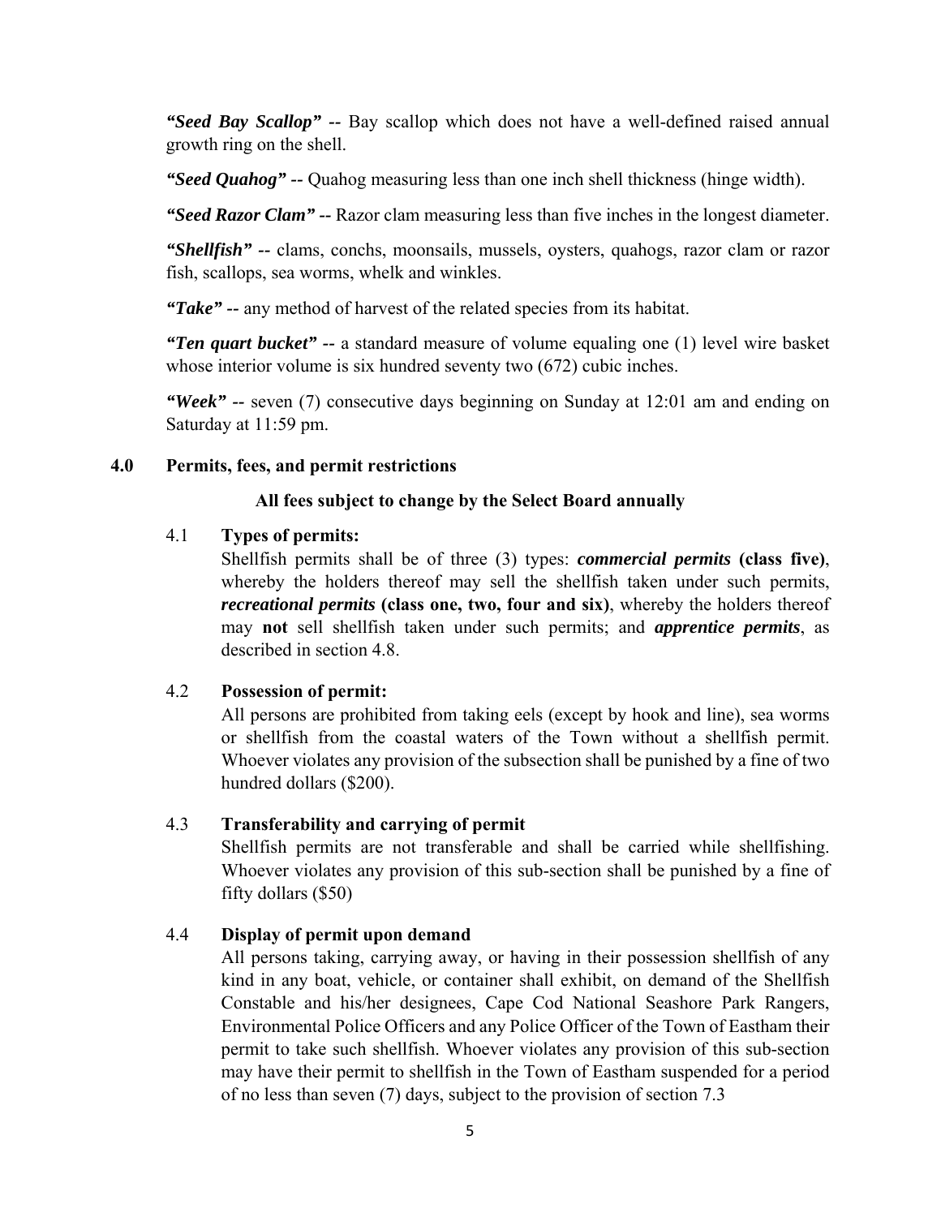***"Seed Bay Scallop"*** **--** Bay scallop which does not have a well-defined raised annual growth ring on the shell.

***"Seed Quahog"*** **--** Quahog measuring less than one inch shell thickness (hinge width).

***"Seed Razor Clam"*** **--** Razor clam measuring less than five inches in the longest diameter.

***"Shellfish"*** -- clams, conchs, moonsails, mussels, oysters, quahogs, razor clam or razor fish, scallops, sea worms, whelk and winkles.

***"Take"*** -- any method of harvest of the related species from its habitat.

***"Ten quart bucket"*** -- a standard measure of volume equaling one (1) level wire basket whose interior volume is six hundred seventy two (672) cubic inches.

***"Week"*** -- seven (7) consecutive days beginning on Sunday at 12:01 am and ending on Saturday at 11:59 pm.

## 4.0 Permits, fees, and permit restrictions

**All fees subject to change by the Select Board annually**

### 4.1 Types of permits:

Shellfish permits shall be of three (3) types: ***commercial permits*** **(class five)**, whereby the holders thereof may sell the shellfish taken under such permits, ***recreational permits*** **(class one, two, four and six)**, whereby the holders thereof may **not** sell shellfish taken under such permits; and ***apprentice permits***, as described in section 4.8.

### 4.2 Possession of permit:

All persons are prohibited from taking eels (except by hook and line), sea worms or shellfish from the coastal waters of the Town without a shellfish permit. Whoever violates any provision of the subsection shall be punished by a fine of two hundred dollars ($200).

### 4.3 Transferability and carrying of permit

Shellfish permits are not transferable and shall be carried while shellfishing. Whoever violates any provision of this sub-section shall be punished by a fine of fifty dollars ($50)

### 4.4 Display of permit upon demand

All persons taking, carrying away, or having in their possession shellfish of any kind in any boat, vehicle, or container shall exhibit, on demand of the Shellfish Constable and his/her designees, Cape Cod National Seashore Park Rangers, Environmental Police Officers and any Police Officer of the Town of Eastham their permit to take such shellfish. Whoever violates any provision of this sub-section may have their permit to shellfish in the Town of Eastham suspended for a period of no less than seven (7) days, subject to the provision of section 7.3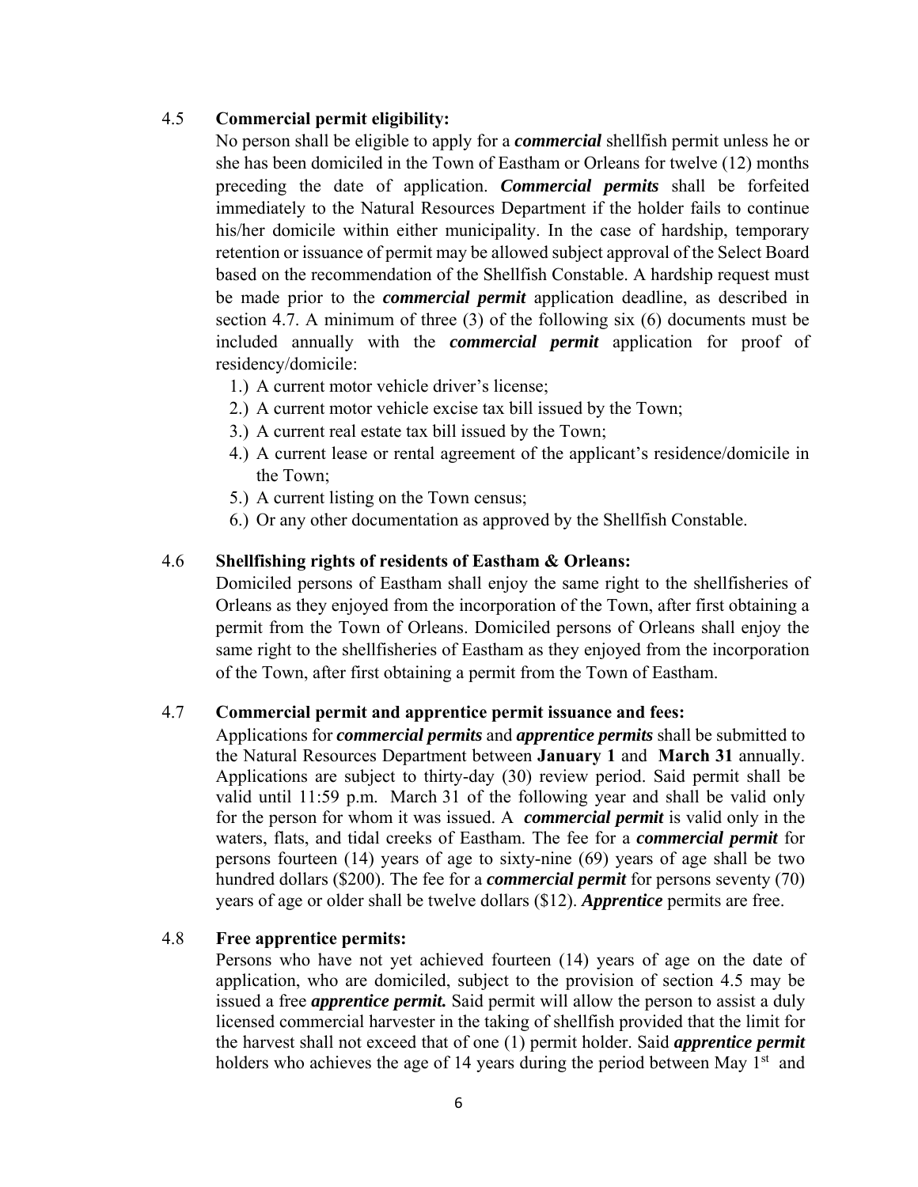### 4.5 **Commercial permit eligibility:**

No person shall be eligible to apply for a ***commercial*** shellfish permit unless he or she has been domiciled in the Town of Eastham or Orleans for twelve (12) months preceding the date of application. ***Commercial permits*** shall be forfeited immediately to the Natural Resources Department if the holder fails to continue his/her domicile within either municipality. In the case of hardship, temporary retention or issuance of permit may be allowed subject approval of the Select Board based on the recommendation of the Shellfish Constable. A hardship request must be made prior to the ***commercial permit*** application deadline, as described in section 4.7. A minimum of three (3) of the following six (6) documents must be included annually with the ***commercial permit*** application for proof of residency/domicile:

1.) A current motor vehicle driver's license;
2.) A current motor vehicle excise tax bill issued by the Town;
3.) A current real estate tax bill issued by the Town;
4.) A current lease or rental agreement of the applicant's residence/domicile in the Town;
5.) A current listing on the Town census;
6.) Or any other documentation as approved by the Shellfish Constable.

### 4.6 **Shellfishing rights of residents of Eastham & Orleans:**

Domiciled persons of Eastham shall enjoy the same right to the shellfisheries of Orleans as they enjoyed from the incorporation of the Town, after first obtaining a permit from the Town of Orleans. Domiciled persons of Orleans shall enjoy the same right to the shellfisheries of Eastham as they enjoyed from the incorporation of the Town, after first obtaining a permit from the Town of Eastham.

### 4.7 **Commercial permit and apprentice permit issuance and fees:**

Applications for ***commercial permits*** and ***apprentice permits*** shall be submitted to the Natural Resources Department between **January 1** and **March 31** annually. Applications are subject to thirty-day (30) review period. Said permit shall be valid until 11:59 p.m. March 31 of the following year and shall be valid only for the person for whom it was issued. A ***commercial permit*** is valid only in the waters, flats, and tidal creeks of Eastham. The fee for a ***commercial permit*** for persons fourteen (14) years of age to sixty-nine (69) years of age shall be two hundred dollars ($200). The fee for a ***commercial permit*** for persons seventy (70) years of age or older shall be twelve dollars ($12). ***Apprentice*** permits are free.

### 4.8 **Free apprentice permits:**

Persons who have not yet achieved fourteen (14) years of age on the date of application, who are domiciled, subject to the provision of section 4.5 may be issued a free ***apprentice permit.*** Said permit will allow the person to assist a duly licensed commercial harvester in the taking of shellfish provided that the limit for the harvest shall not exceed that of one (1) permit holder. Said ***apprentice permit*** holders who achieves the age of 14 years during the period between May 1st and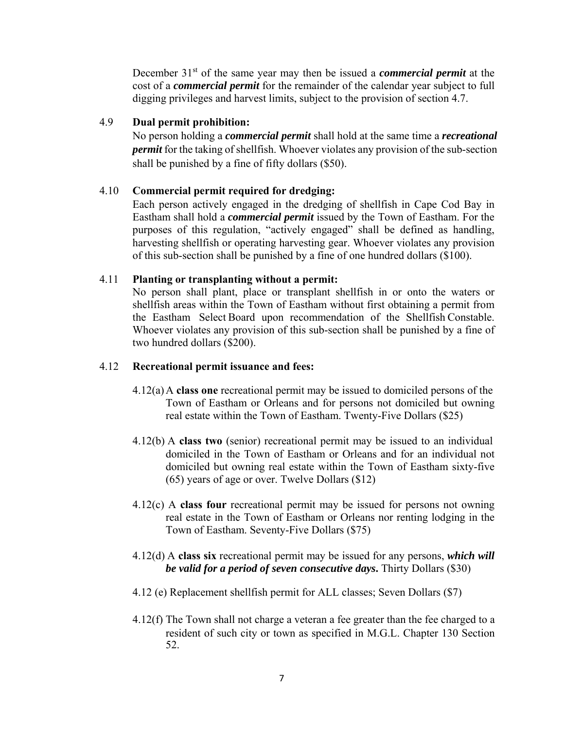December 31st of the same year may then be issued a ***commercial permit*** at the cost of a ***commercial permit*** for the remainder of the calendar year subject to full digging privileges and harvest limits, subject to the provision of section 4.7.

4.9 **Dual permit prohibition:**

No person holding a ***commercial permit*** shall hold at the same time a ***recreational permit*** for the taking of shellfish. Whoever violates any provision of the sub-section shall be punished by a fine of fifty dollars ($50).

4.10 **Commercial permit required for dredging:**

Each person actively engaged in the dredging of shellfish in Cape Cod Bay in Eastham shall hold a ***commercial permit*** issued by the Town of Eastham. For the purposes of this regulation, "actively engaged" shall be defined as handling, harvesting shellfish or operating harvesting gear. Whoever violates any provision of this sub-section shall be punished by a fine of one hundred dollars ($100).

4.11 **Planting or transplanting without a permit:**

No person shall plant, place or transplant shellfish in or onto the waters or shellfish areas within the Town of Eastham without first obtaining a permit from the Eastham Select Board upon recommendation of the Shellfish Constable. Whoever violates any provision of this sub-section shall be punished by a fine of two hundred dollars ($200).

4.12 **Recreational permit issuance and fees:**

4.12(a) A **class one** recreational permit may be issued to domiciled persons of the Town of Eastham or Orleans and for persons not domiciled but owning real estate within the Town of Eastham. Twenty-Five Dollars ($25)

4.12(b) A **class two** (senior) recreational permit may be issued to an individual domiciled in the Town of Eastham or Orleans and for an individual not domiciled but owning real estate within the Town of Eastham sixty-five (65) years of age or over. Twelve Dollars ($12)

4.12(c) A **class four** recreational permit may be issued for persons not owning real estate in the Town of Eastham or Orleans nor renting lodging in the Town of Eastham. Seventy-Five Dollars ($75)

4.12(d) A **class six** recreational permit may be issued for any persons, ***which will be valid for a period of seven consecutive days.*** Thirty Dollars ($30)

4.12 (e) Replacement shellfish permit for ALL classes; Seven Dollars ($7)

4.12(f) The Town shall not charge a veteran a fee greater than the fee charged to a resident of such city or town as specified in M.G.L. Chapter 130 Section 52.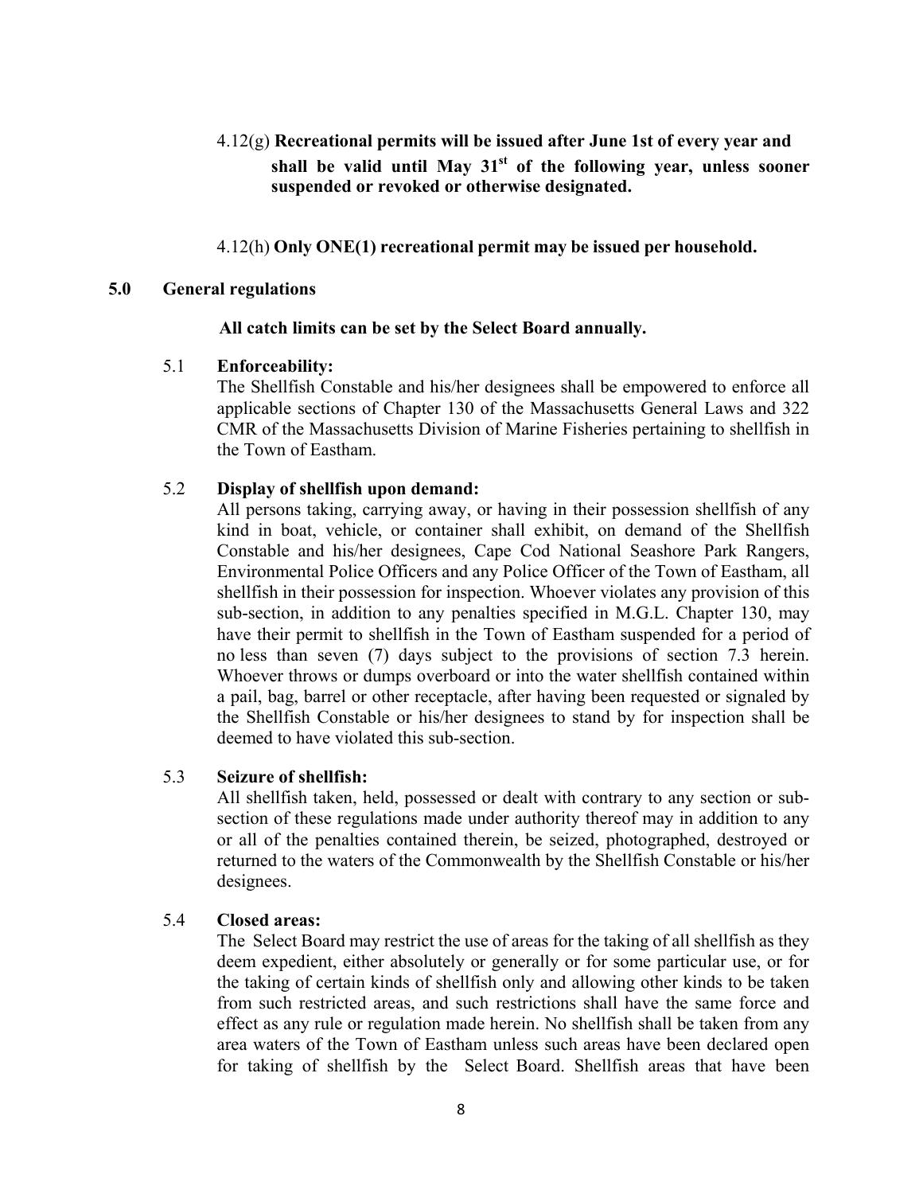4.12(g) **Recreational permits will be issued after June 1st of every year and shall be valid until May 31st of the following year, unless sooner suspended or revoked or otherwise designated.**

4.12(h) **Only ONE(1) recreational permit may be issued per household.**

## 5.0 General regulations

**All catch limits can be set by the Select Board annually.**

5.1 **Enforceability:**
The Shellfish Constable and his/her designees shall be empowered to enforce all applicable sections of Chapter 130 of the Massachusetts General Laws and 322 CMR of the Massachusetts Division of Marine Fisheries pertaining to shellfish in the Town of Eastham.

5.2 **Display of shellfish upon demand:**
All persons taking, carrying away, or having in their possession shellfish of any kind in boat, vehicle, or container shall exhibit, on demand of the Shellfish Constable and his/her designees, Cape Cod National Seashore Park Rangers, Environmental Police Officers and any Police Officer of the Town of Eastham, all shellfish in their possession for inspection. Whoever violates any provision of this sub-section, in addition to any penalties specified in M.G.L. Chapter 130, may have their permit to shellfish in the Town of Eastham suspended for a period of no less than seven (7) days subject to the provisions of section 7.3 herein. Whoever throws or dumps overboard or into the water shellfish contained within a pail, bag, barrel or other receptacle, after having been requested or signaled by the Shellfish Constable or his/her designees to stand by for inspection shall be deemed to have violated this sub-section.

5.3 **Seizure of shellfish:**
All shellfish taken, held, possessed or dealt with contrary to any section or sub-section of these regulations made under authority thereof may in addition to any or all of the penalties contained therein, be seized, photographed, destroyed or returned to the waters of the Commonwealth by the Shellfish Constable or his/her designees.

5.4 **Closed areas:**
The Select Board may restrict the use of areas for the taking of all shellfish as they deem expedient, either absolutely or generally or for some particular use, or for the taking of certain kinds of shellfish only and allowing other kinds to be taken from such restricted areas, and such restrictions shall have the same force and effect as any rule or regulation made herein. No shellfish shall be taken from any area waters of the Town of Eastham unless such areas have been declared open for taking of shellfish by the Select Board. Shellfish areas that have been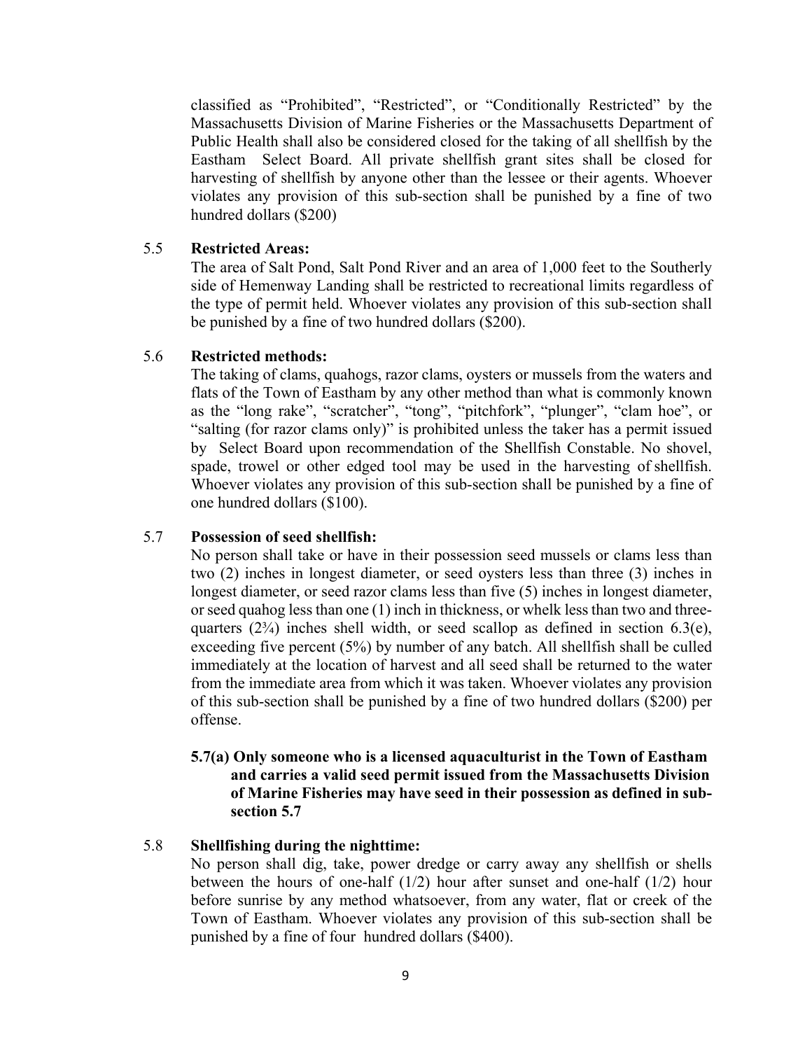classified as "Prohibited", "Restricted", or "Conditionally Restricted" by the Massachusetts Division of Marine Fisheries or the Massachusetts Department of Public Health shall also be considered closed for the taking of all shellfish by the Eastham Select Board. All private shellfish grant sites shall be closed for harvesting of shellfish by anyone other than the lessee or their agents. Whoever violates any provision of this sub-section shall be punished by a fine of two hundred dollars ($200)

5.5 **Restricted Areas:**

The area of Salt Pond, Salt Pond River and an area of 1,000 feet to the Southerly side of Hemenway Landing shall be restricted to recreational limits regardless of the type of permit held. Whoever violates any provision of this sub-section shall be punished by a fine of two hundred dollars ($200).

5.6 **Restricted methods:**

The taking of clams, quahogs, razor clams, oysters or mussels from the waters and flats of the Town of Eastham by any other method than what is commonly known as the "long rake", "scratcher", "tong", "pitchfork", "plunger", "clam hoe", or "salting (for razor clams only)" is prohibited unless the taker has a permit issued by Select Board upon recommendation of the Shellfish Constable. No shovel, spade, trowel or other edged tool may be used in the harvesting of shellfish. Whoever violates any provision of this sub-section shall be punished by a fine of one hundred dollars ($100).

5.7 **Possession of seed shellfish:**

No person shall take or have in their possession seed mussels or clams less than two (2) inches in longest diameter, or seed oysters less than three (3) inches in longest diameter, or seed razor clams less than five (5) inches in longest diameter, or seed quahog less than one (1) inch in thickness, or whelk less than two and three-quarters (2¾) inches shell width, or seed scallop as defined in section 6.3(e), exceeding five percent (5%) by number of any batch. All shellfish shall be culled immediately at the location of harvest and all seed shall be returned to the water from the immediate area from which it was taken. Whoever violates any provision of this sub-section shall be punished by a fine of two hundred dollars ($200) per offense.

**5.7(a) Only someone who is a licensed aquaculturist in the Town of Eastham and carries a valid seed permit issued from the Massachusetts Division of Marine Fisheries may have seed in their possession as defined in sub-section 5.7**

5.8 **Shellfishing during the nighttime:**

No person shall dig, take, power dredge or carry away any shellfish or shells between the hours of one-half (1/2) hour after sunset and one-half (1/2) hour before sunrise by any method whatsoever, from any water, flat or creek of the Town of Eastham. Whoever violates any provision of this sub-section shall be punished by a fine of four hundred dollars ($400).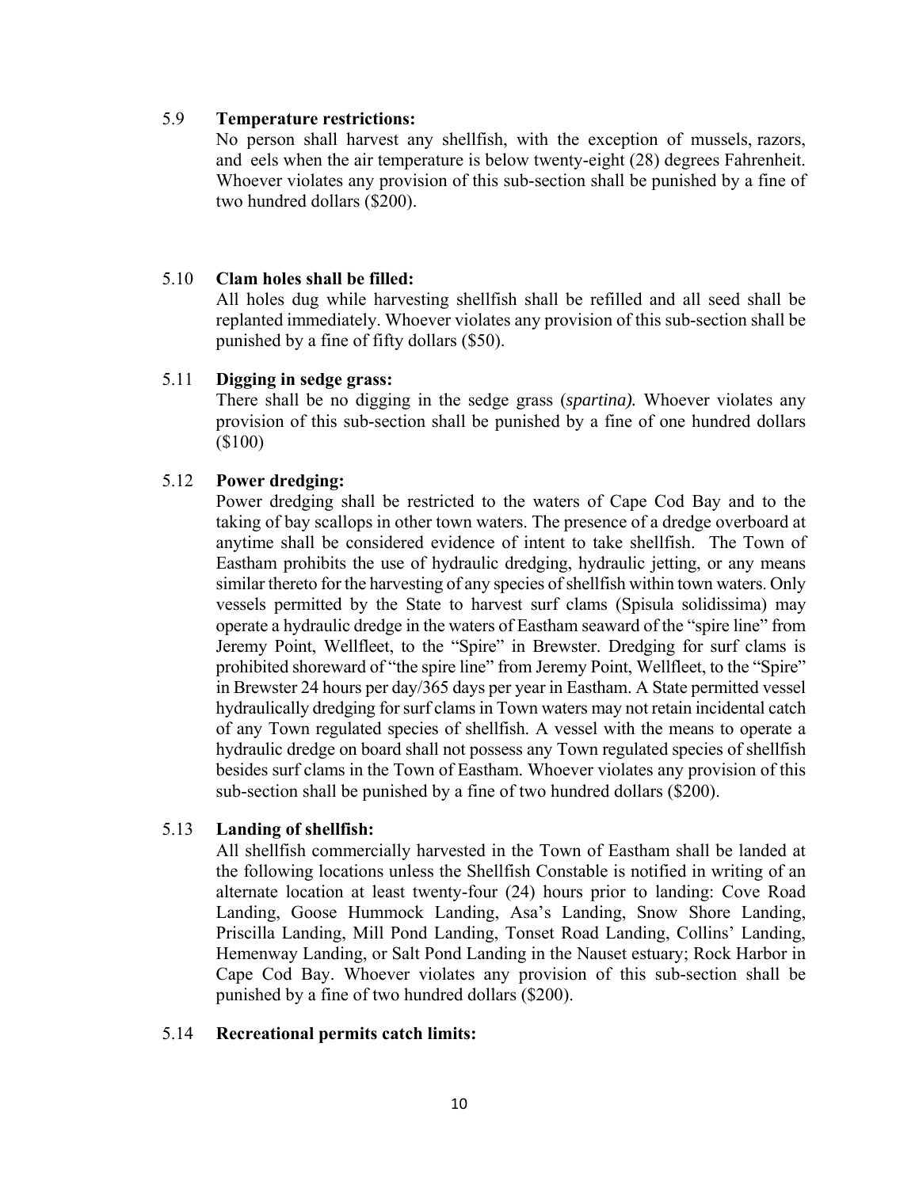5.9 **Temperature restrictions:**

No person shall harvest any shellfish, with the exception of mussels, razors, and eels when the air temperature is below twenty-eight (28) degrees Fahrenheit. Whoever violates any provision of this sub-section shall be punished by a fine of two hundred dollars ($200).

5.10 **Clam holes shall be filled:**

All holes dug while harvesting shellfish shall be refilled and all seed shall be replanted immediately. Whoever violates any provision of this sub-section shall be punished by a fine of fifty dollars ($50).

5.11 **Digging in sedge grass:**

There shall be no digging in the sedge grass (***spartina).*** Whoever violates any provision of this sub-section shall be punished by a fine of one hundred dollars ($100)

5.12 **Power dredging:**

Power dredging shall be restricted to the waters of Cape Cod Bay and to the taking of bay scallops in other town waters. The presence of a dredge overboard at anytime shall be considered evidence of intent to take shellfish. The Town of Eastham prohibits the use of hydraulic dredging, hydraulic jetting, or any means similar thereto for the harvesting of any species of shellfish within town waters. Only vessels permitted by the State to harvest surf clams (Spisula solidissima) may operate a hydraulic dredge in the waters of Eastham seaward of the "spire line" from Jeremy Point, Wellfleet, to the "Spire" in Brewster. Dredging for surf clams is prohibited shoreward of "the spire line" from Jeremy Point, Wellfleet, to the "Spire" in Brewster 24 hours per day/365 days per year in Eastham. A State permitted vessel hydraulically dredging for surf clams in Town waters may not retain incidental catch of any Town regulated species of shellfish. A vessel with the means to operate a hydraulic dredge on board shall not possess any Town regulated species of shellfish besides surf clams in the Town of Eastham. Whoever violates any provision of this sub-section shall be punished by a fine of two hundred dollars ($200).

5.13 **Landing of shellfish:**

All shellfish commercially harvested in the Town of Eastham shall be landed at the following locations unless the Shellfish Constable is notified in writing of an alternate location at least twenty-four (24) hours prior to landing: Cove Road Landing, Goose Hummock Landing, Asa's Landing, Snow Shore Landing, Priscilla Landing, Mill Pond Landing, Tonset Road Landing, Collins' Landing, Hemenway Landing, or Salt Pond Landing in the Nauset estuary; Rock Harbor in Cape Cod Bay. Whoever violates any provision of this sub-section shall be punished by a fine of two hundred dollars ($200).

5.14 **Recreational permits catch limits:**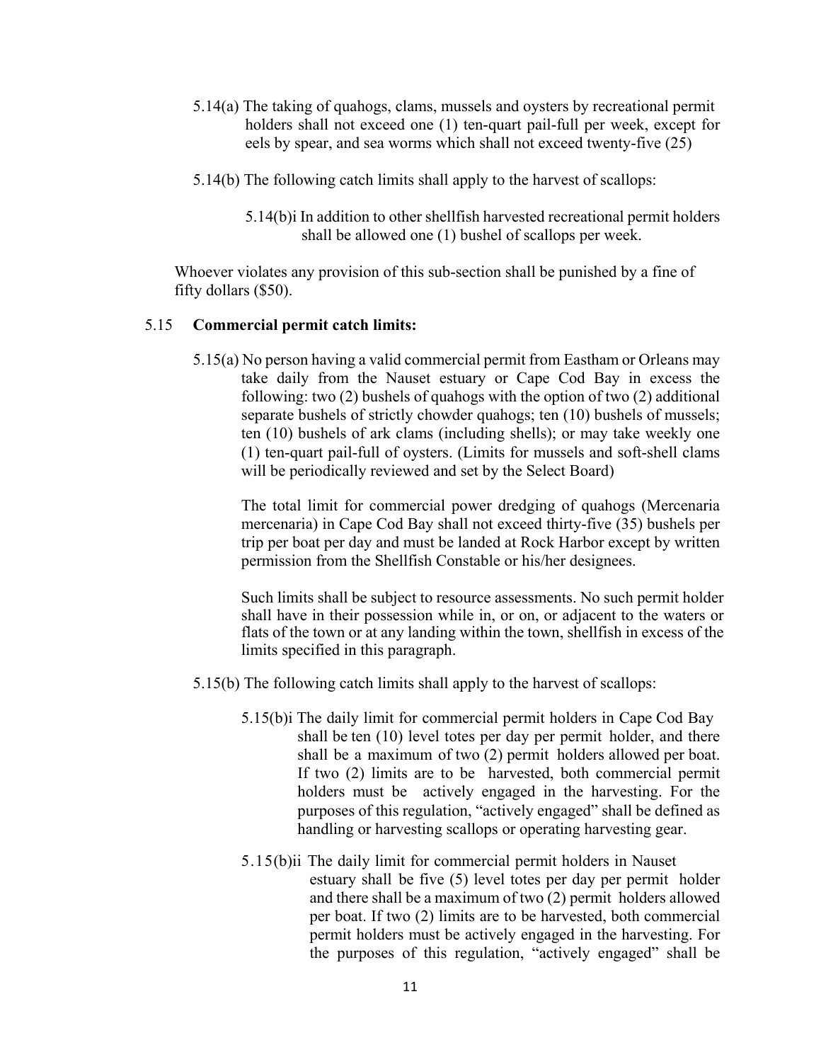5.14(a) The taking of quahogs, clams, mussels and oysters by recreational permit holders shall not exceed one (1) ten-quart pail-full per week, except for eels by spear, and sea worms which shall not exceed twenty-five (25)

5.14(b) The following catch limits shall apply to the harvest of scallops:

5.14(b)i In addition to other shellfish harvested recreational permit holders shall be allowed one (1) bushel of scallops per week.

Whoever violates any provision of this sub-section shall be punished by a fine of fifty dollars ($50).

5.15 **Commercial permit catch limits:**

5.15(a) No person having a valid commercial permit from Eastham or Orleans may take daily from the Nauset estuary or Cape Cod Bay in excess the following: two (2) bushels of quahogs with the option of two (2) additional separate bushels of strictly chowder quahogs; ten (10) bushels of mussels; ten (10) bushels of ark clams (including shells); or may take weekly one (1) ten-quart pail-full of oysters. (Limits for mussels and soft-shell clams will be periodically reviewed and set by the Select Board)

The total limit for commercial power dredging of quahogs (Mercenaria mercenaria) in Cape Cod Bay shall not exceed thirty-five (35) bushels per trip per boat per day and must be landed at Rock Harbor except by written permission from the Shellfish Constable or his/her designees.

Such limits shall be subject to resource assessments. No such permit holder shall have in their possession while in, or on, or adjacent to the waters or flats of the town or at any landing within the town, shellfish in excess of the limits specified in this paragraph.

5.15(b) The following catch limits shall apply to the harvest of scallops:

5.15(b)i The daily limit for commercial permit holders in Cape Cod Bay shall be ten (10) level totes per day per permit holder, and there shall be a maximum of two (2) permit holders allowed per boat. If two (2) limits are to be harvested, both commercial permit holders must be actively engaged in the harvesting. For the purposes of this regulation, "actively engaged" shall be defined as handling or harvesting scallops or operating harvesting gear.

5.15(b)ii The daily limit for commercial permit holders in Nauset estuary shall be five (5) level totes per day per permit holder and there shall be a maximum of two (2) permit holders allowed per boat. If two (2) limits are to be harvested, both commercial permit holders must be actively engaged in the harvesting. For the purposes of this regulation, "actively engaged" shall be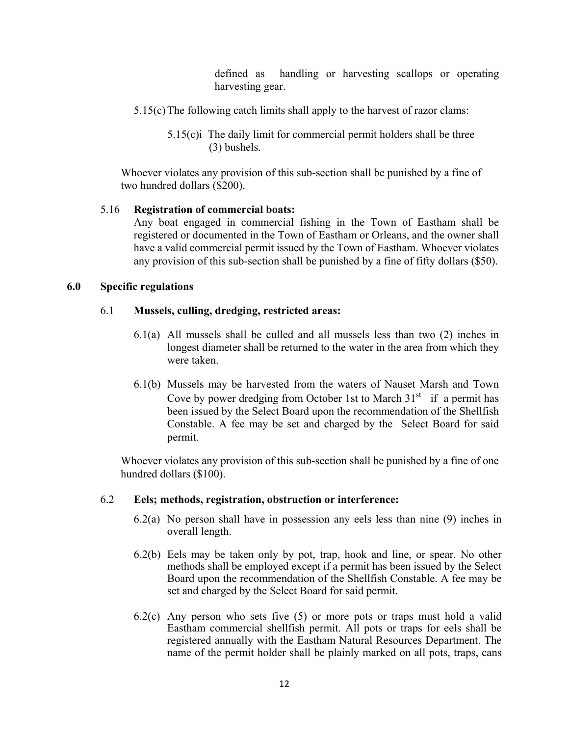defined as handling or harvesting scallops or operating harvesting gear.

5.15(c) The following catch limits shall apply to the harvest of razor clams:

5.15(c)i The daily limit for commercial permit holders shall be three (3) bushels.

Whoever violates any provision of this sub-section shall be punished by a fine of two hundred dollars ($200).

5.16 **Registration of commercial boats:**
Any boat engaged in commercial fishing in the Town of Eastham shall be registered or documented in the Town of Eastham or Orleans, and the owner shall have a valid commercial permit issued by the Town of Eastham. Whoever violates any provision of this sub-section shall be punished by a fine of fifty dollars ($50).

## 6.0 Specific regulations

### 6.1 Mussels, culling, dredging, restricted areas:

6.1(a) All mussels shall be culled and all mussels less than two (2) inches in longest diameter shall be returned to the water in the area from which they were taken.

6.1(b) Mussels may be harvested from the waters of Nauset Marsh and Town Cove by power dredging from October 1st to March 31st if a permit has been issued by the Select Board upon the recommendation of the Shellfish Constable. A fee may be set and charged by the Select Board for said permit.

Whoever violates any provision of this sub-section shall be punished by a fine of one hundred dollars ($100).

### 6.2 Eels; methods, registration, obstruction or interference:

6.2(a) No person shall have in possession any eels less than nine (9) inches in overall length.

6.2(b) Eels may be taken only by pot, trap, hook and line, or spear. No other methods shall be employed except if a permit has been issued by the Select Board upon the recommendation of the Shellfish Constable. A fee may be set and charged by the Select Board for said permit.

6.2(c) Any person who sets five (5) or more pots or traps must hold a valid Eastham commercial shellfish permit. All pots or traps for eels shall be registered annually with the Eastham Natural Resources Department. The name of the permit holder shall be plainly marked on all pots, traps, cans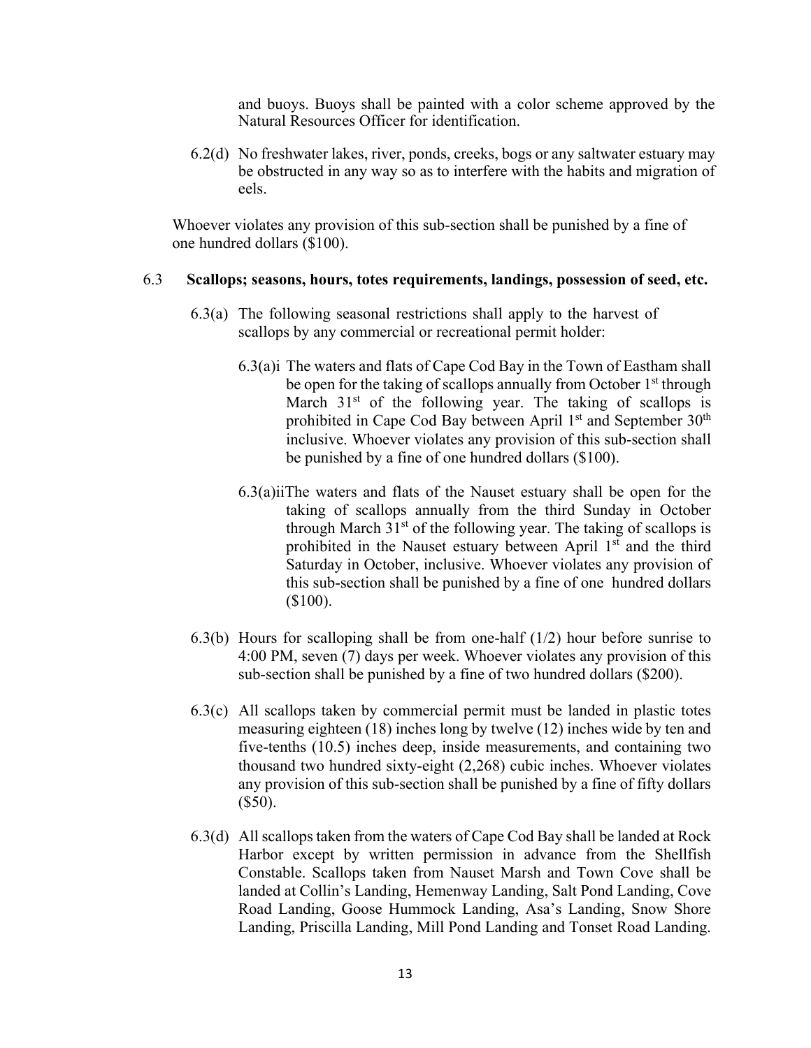and buoys. Buoys shall be painted with a color scheme approved by the Natural Resources Officer for identification.

6.2(d) No freshwater lakes, river, ponds, creeks, bogs or any saltwater estuary may be obstructed in any way so as to interfere with the habits and migration of eels.

Whoever violates any provision of this sub-section shall be punished by a fine of one hundred dollars ($100).

### 6.3 Scallops; seasons, hours, totes requirements, landings, possession of seed, etc.

6.3(a) The following seasonal restrictions shall apply to the harvest of scallops by any commercial or recreational permit holder:

6.3(a)i The waters and flats of Cape Cod Bay in the Town of Eastham shall be open for the taking of scallops annually from October 1st through March 31st of the following year. The taking of scallops is prohibited in Cape Cod Bay between April 1st and September 30th inclusive. Whoever violates any provision of this sub-section shall be punished by a fine of one hundred dollars ($100).

6.3(a)ii The waters and flats of the Nauset estuary shall be open for the taking of scallops annually from the third Sunday in October through March 31st of the following year. The taking of scallops is prohibited in the Nauset estuary between April 1st and the third Saturday in October, inclusive. Whoever violates any provision of this sub-section shall be punished by a fine of one hundred dollars ($100).

6.3(b) Hours for scalloping shall be from one-half (1/2) hour before sunrise to 4:00 PM, seven (7) days per week. Whoever violates any provision of this sub-section shall be punished by a fine of two hundred dollars ($200).

6.3(c) All scallops taken by commercial permit must be landed in plastic totes measuring eighteen (18) inches long by twelve (12) inches wide by ten and five-tenths (10.5) inches deep, inside measurements, and containing two thousand two hundred sixty-eight (2,268) cubic inches. Whoever violates any provision of this sub-section shall be punished by a fine of fifty dollars ($50).

6.3(d) All scallops taken from the waters of Cape Cod Bay shall be landed at Rock Harbor except by written permission in advance from the Shellfish Constable. Scallops taken from Nauset Marsh and Town Cove shall be landed at Collin's Landing, Hemenway Landing, Salt Pond Landing, Cove Road Landing, Goose Hummock Landing, Asa's Landing, Snow Shore Landing, Priscilla Landing, Mill Pond Landing and Tonset Road Landing.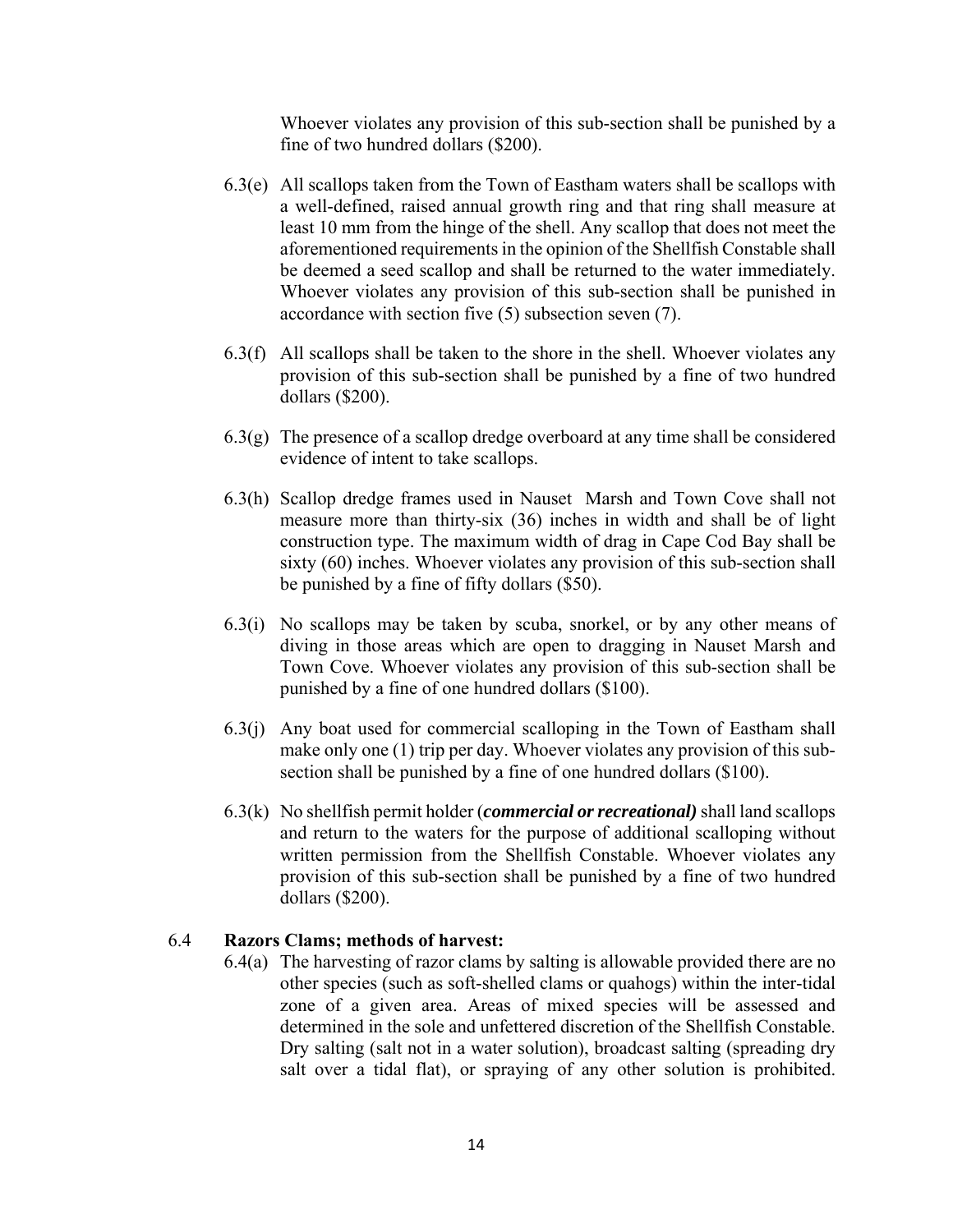Whoever violates any provision of this sub-section shall be punished by a fine of two hundred dollars ($200).

6.3(e) All scallops taken from the Town of Eastham waters shall be scallops with a well-defined, raised annual growth ring and that ring shall measure at least 10 mm from the hinge of the shell. Any scallop that does not meet the aforementioned requirements in the opinion of the Shellfish Constable shall be deemed a seed scallop and shall be returned to the water immediately. Whoever violates any provision of this sub-section shall be punished in accordance with section five (5) subsection seven (7).

6.3(f) All scallops shall be taken to the shore in the shell. Whoever violates any provision of this sub-section shall be punished by a fine of two hundred dollars ($200).

6.3(g) The presence of a scallop dredge overboard at any time shall be considered evidence of intent to take scallops.

6.3(h) Scallop dredge frames used in Nauset Marsh and Town Cove shall not measure more than thirty-six (36) inches in width and shall be of light construction type. The maximum width of drag in Cape Cod Bay shall be sixty (60) inches. Whoever violates any provision of this sub-section shall be punished by a fine of fifty dollars ($50).

6.3(i) No scallops may be taken by scuba, snorkel, or by any other means of diving in those areas which are open to dragging in Nauset Marsh and Town Cove. Whoever violates any provision of this sub-section shall be punished by a fine of one hundred dollars ($100).

6.3(j) Any boat used for commercial scalloping in the Town of Eastham shall make only one (1) trip per day. Whoever violates any provision of this sub-section shall be punished by a fine of one hundred dollars ($100).

6.3(k) No shellfish permit holder (***commercial or recreational)*** shall land scallops and return to the waters for the purpose of additional scalloping without written permission from the Shellfish Constable. Whoever violates any provision of this sub-section shall be punished by a fine of two hundred dollars ($200).

6.4 **Razors Clams; methods of harvest:**

6.4(a) The harvesting of razor clams by salting is allowable provided there are no other species (such as soft-shelled clams or quahogs) within the inter-tidal zone of a given area. Areas of mixed species will be assessed and determined in the sole and unfettered discretion of the Shellfish Constable. Dry salting (salt not in a water solution), broadcast salting (spreading dry salt over a tidal flat), or spraying of any other solution is prohibited.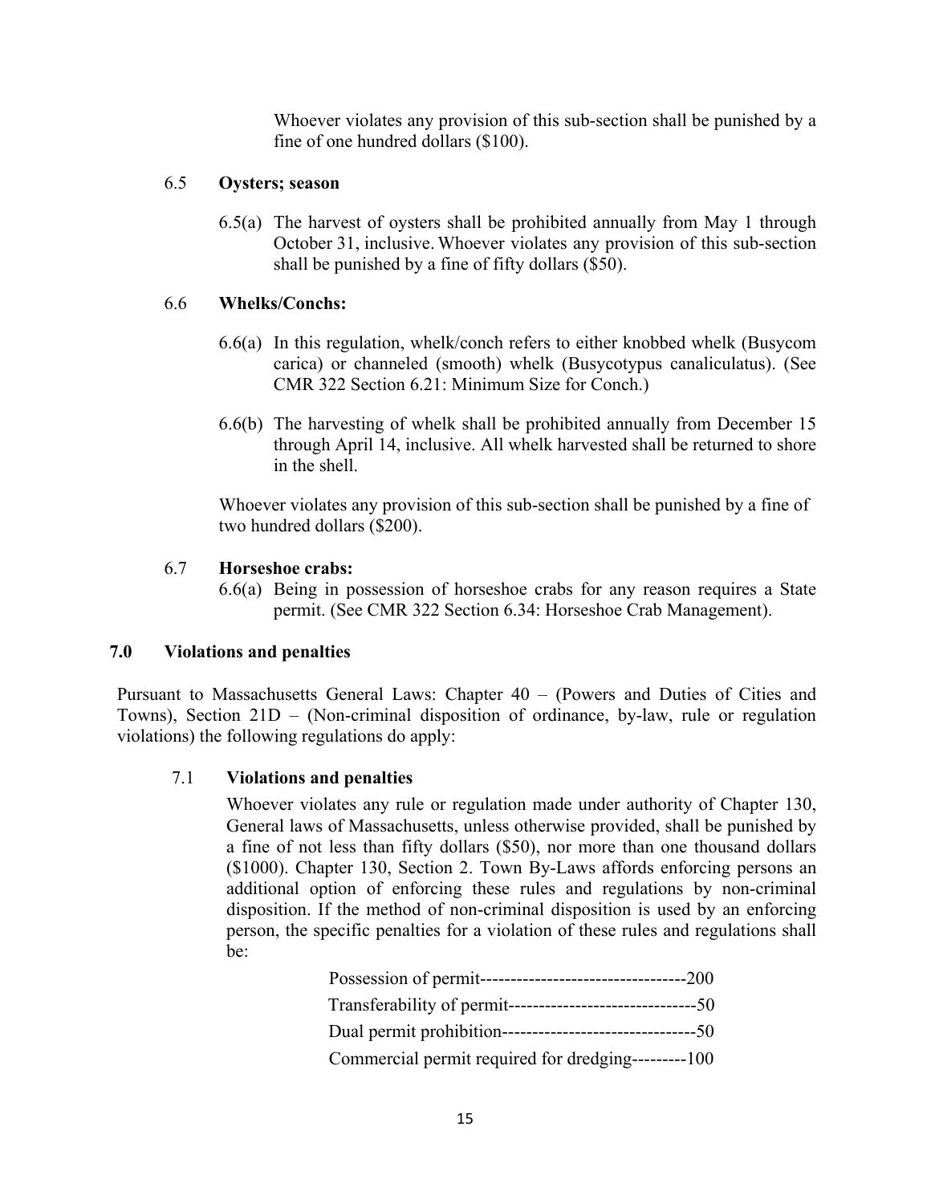Whoever violates any provision of this sub-section shall be punished by a fine of one hundred dollars ($100).

6.5 **Oysters; season**

6.5(a) The harvest of oysters shall be prohibited annually from May 1 through October 31, inclusive. Whoever violates any provision of this sub-section shall be punished by a fine of fifty dollars ($50).

6.6 **Whelks/Conchs:**

6.6(a) In this regulation, whelk/conch refers to either knobbed whelk (Busycom carica) or channeled (smooth) whelk (Busycotypus canaliculatus). (See CMR 322 Section 6.21: Minimum Size for Conch.)

6.6(b) The harvesting of whelk shall be prohibited annually from December 15 through April 14, inclusive. All whelk harvested shall be returned to shore in the shell.

Whoever violates any provision of this sub-section shall be punished by a fine of two hundred dollars ($200).

6.7 **Horseshoe crabs:**

6.6(a) Being in possession of horseshoe crabs for any reason requires a State permit. (See CMR 322 Section 6.34: Horseshoe Crab Management).

## 7.0 Violations and penalties

Pursuant to Massachusetts General Laws: Chapter 40 – (Powers and Duties of Cities and Towns), Section 21D – (Non-criminal disposition of ordinance, by-law, rule or regulation violations) the following regulations do apply:

7.1 **Violations and penalties**

Whoever violates any rule or regulation made under authority of Chapter 130, General laws of Massachusetts, unless otherwise provided, shall be punished by a fine of not less than fifty dollars ($50), nor more than one thousand dollars ($1000). Chapter 130, Section 2. Town By-Laws affords enforcing persons an additional option of enforcing these rules and regulations by non-criminal disposition. If the method of non-criminal disposition is used by an enforcing person, the specific penalties for a violation of these rules and regulations shall be:

Possession of permit----------------------------------200

Transferability of permit-------------------------------50

Dual permit prohibition--------------------------------50

Commercial permit required for dredging---------100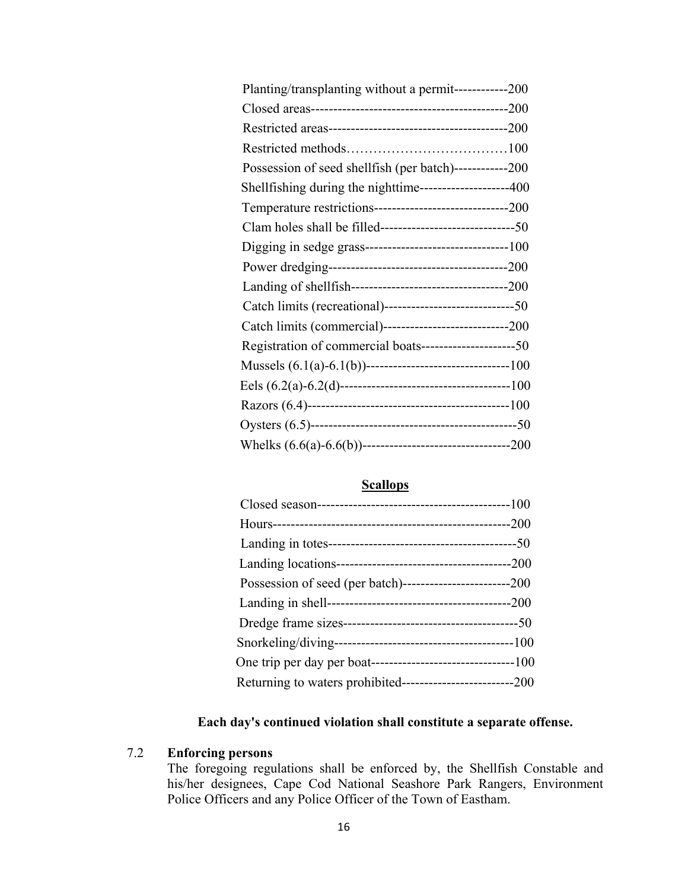Planting/transplanting without a permit------------200
Closed areas-------------------------------------------200
Restricted areas----------------------------------------200
Restricted methods………………………………100
Possession of seed shellfish (per batch)------------200
Shellfishing during the nighttime--------------------400
Temperature restrictions------------------------------200
Clam holes shall be filled------------------------------50
Digging in sedge grass--------------------------------100
Power dredging----------------------------------------200
Landing of shellfish-----------------------------------200
Catch limits (recreational)-----------------------------50
Catch limits (commercial)----------------------------200
Registration of commercial boats---------------------50
Mussels (6.1(a)-6.1(b))--------------------------------100
Eels (6.2(a)-6.2(d)--------------------------------------100
Razors (6.4)---------------------------------------------100
Oysters (6.5)----------------------------------------------50
Whelks (6.6(a)-6.6(b))---------------------------------200

**<u>Scallops</u>**

Closed season------------------------------------------100
Hours----------------------------------------------------200
Landing in totes------------------------------------------50
Landing locations---------------------------------------200
Possession of seed (per batch)------------------------200
Landing in shell-----------------------------------------200
Dredge frame sizes--------------------------------------50
Snorkeling/diving---------------------------------------100
One trip per day per boat-------------------------------100
Returning to waters prohibited-------------------------200

**Each day's continued violation shall constitute a separate offense.**

7.2 **Enforcing persons**

The foregoing regulations shall be enforced by, the Shellfish Constable and his/her designees, Cape Cod National Seashore Park Rangers, Environment Police Officers and any Police Officer of the Town of Eastham.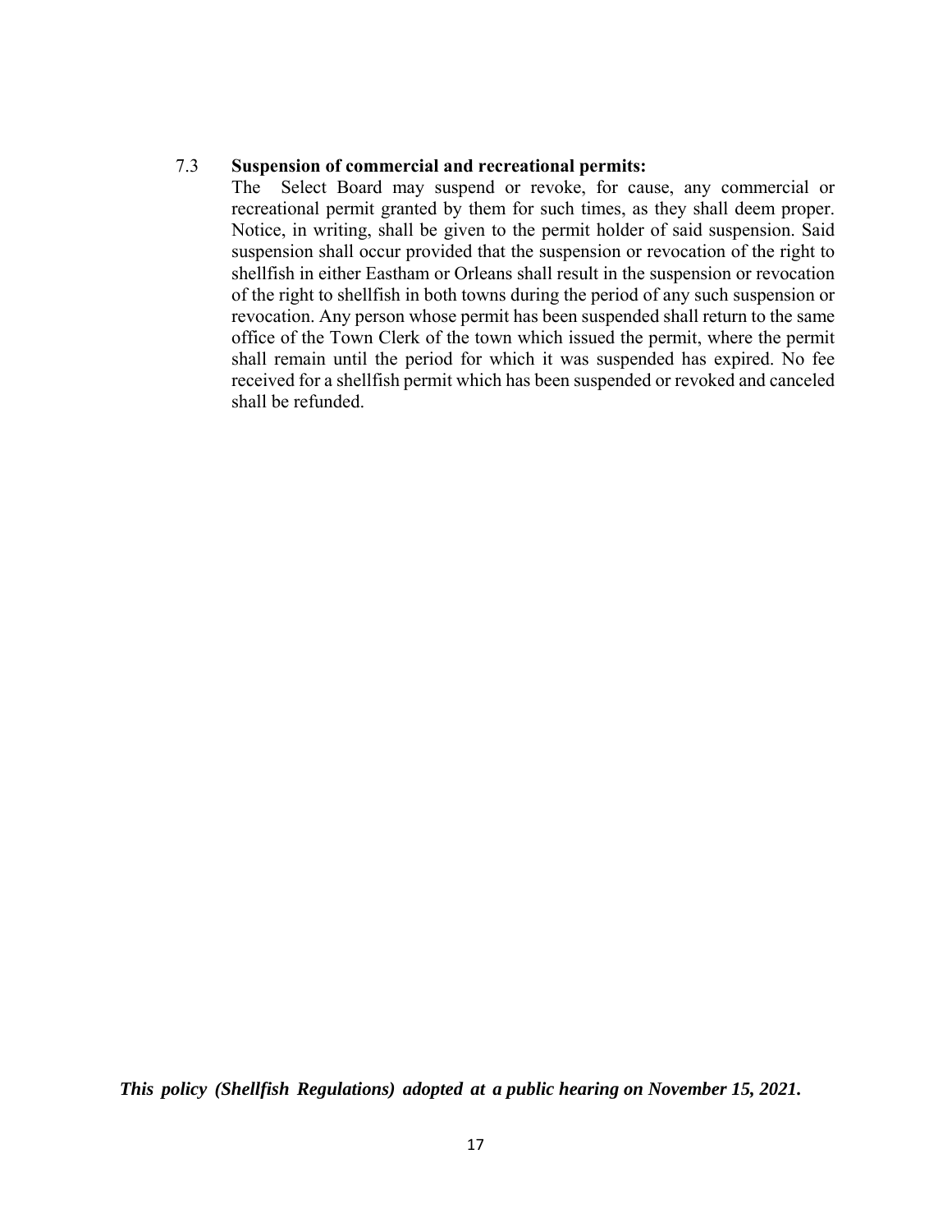7.3 **Suspension of commercial and recreational permits:**

The Select Board may suspend or revoke, for cause, any commercial or recreational permit granted by them for such times, as they shall deem proper. Notice, in writing, shall be given to the permit holder of said suspension. Said suspension shall occur provided that the suspension or revocation of the right to shellfish in either Eastham or Orleans shall result in the suspension or revocation of the right to shellfish in both towns during the period of any such suspension or revocation. Any person whose permit has been suspended shall return to the same office of the Town Clerk of the town which issued the permit, where the permit shall remain until the period for which it was suspended has expired. No fee received for a shellfish permit which has been suspended or revoked and canceled shall be refunded.

***This policy (Shellfish Regulations) adopted at a public hearing on November 15, 2021.***